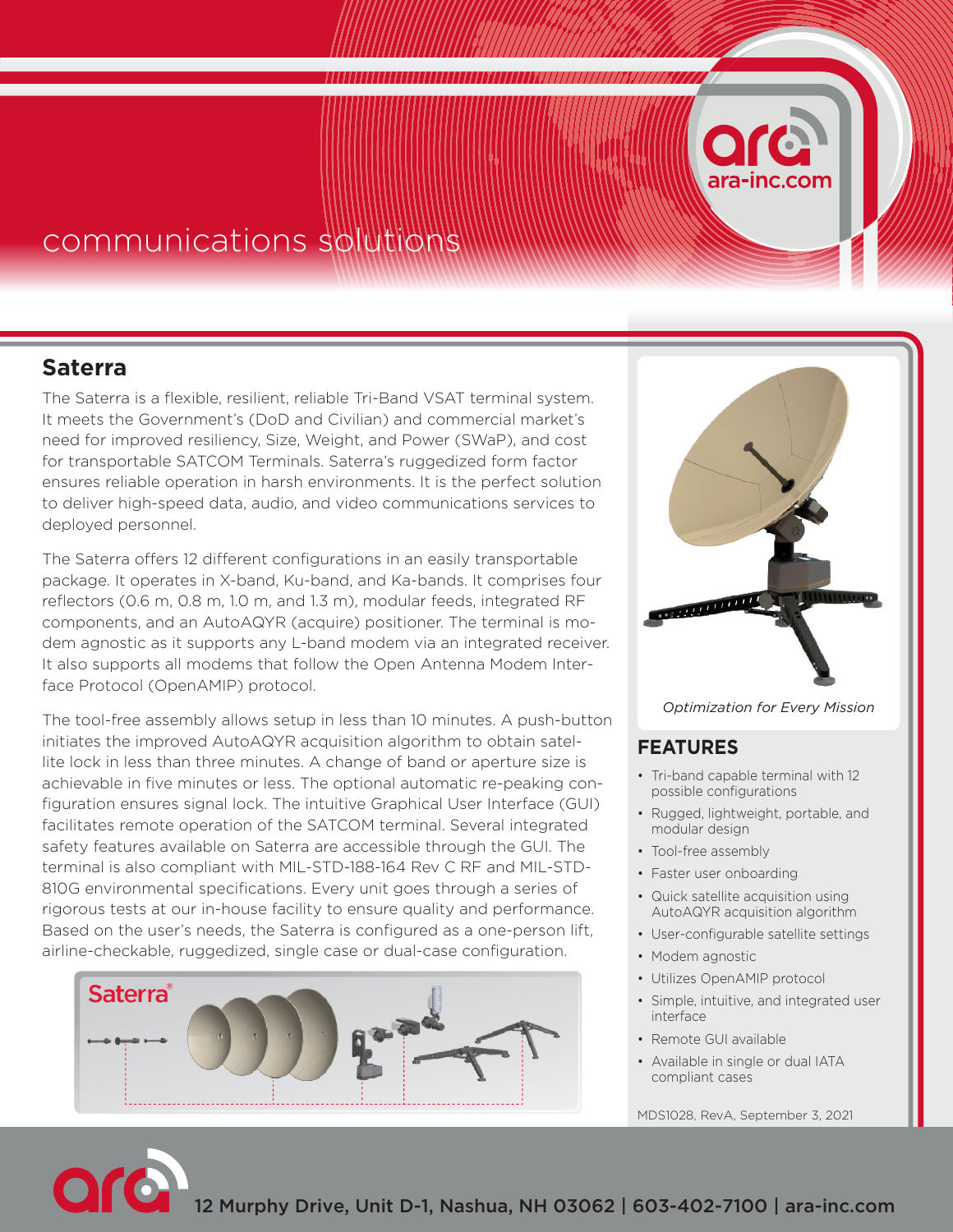communications solutions

## Saterra

The Saterra is a flexible, resilient, reliable Tri-Band VSAT terminal system. It meets the Government's (DoD and Civilian) and commercial market's need for improved resiliency, Size, Weight, and Power (SWaP), and cost for transportable SATCOM Terminals. Saterra's ruggedized form factor ensures reliable operation in harsh environments. It is the perfect solution to deliver high-speed data, audio, and video communications services to deployed personnel.

The Saterra offers 12 different configurations in an easily transportable package. It operates in X-band, Ku-band, and Ka-bands. It comprises four reflectors (0.6 m, 0.8 m, 1.0 m, and 1.3 m), modular feeds, integrated RF components, and an AutoAQYR (acquire) positioner. The terminal is modem agnostic as it supports any L-band modem via an integrated receiver. It also supports all modems that follow the Open Antenna Modem Interface Protocol (OpenAMIP) protocol.

The tool-free assembly allows setup in less than 10 minutes. A push-button initiates the improved AutoAQYR acquisition algorithm to obtain satellite lock in less than three minutes. A change of band or aperture size is achievable in five minutes or less. The optional automatic re-peaking configuration ensures signal lock. The intuitive Graphical User Interface (GUI) facilitates remote operation of the SATCOM terminal. Several integrated safety features available on Saterra are accessible through the GUI. The terminal is also compliant with MIL-STD-188-164 Rev C RF and MIL-STD-810G environmental specifications. Every unit goes through a series of rigorous tests at our in-house facility to ensure quality and performance. Based on the user's needs, the Saterra is configured as a one-person lift, airline-checkable, ruggedized, single case or dual-case configuration.

Saterra®

*Optimization for Every Mission*

## FEATURES

- Tri-band capable terminal with 12 possible configurations
- Rugged, lightweight, portable, and modular design
- Tool-free assembly
- Faster user onboarding
- Quick satellite acquisition using AutoAQYR acquisition algorithm
- User-configurable satellite settings
- Modem agnostic
- Utilizes OpenAMIP protocol
- Simple, intuitive, and integrated user interface
- Remote GUI available
- Available in single or dual IATA compliant cases

MDS1028, RevA, September 3, 2021

12 Murphy Drive, Unit D-1, Nashua, NH 03062 | 603-402-7100 | ara-inc.com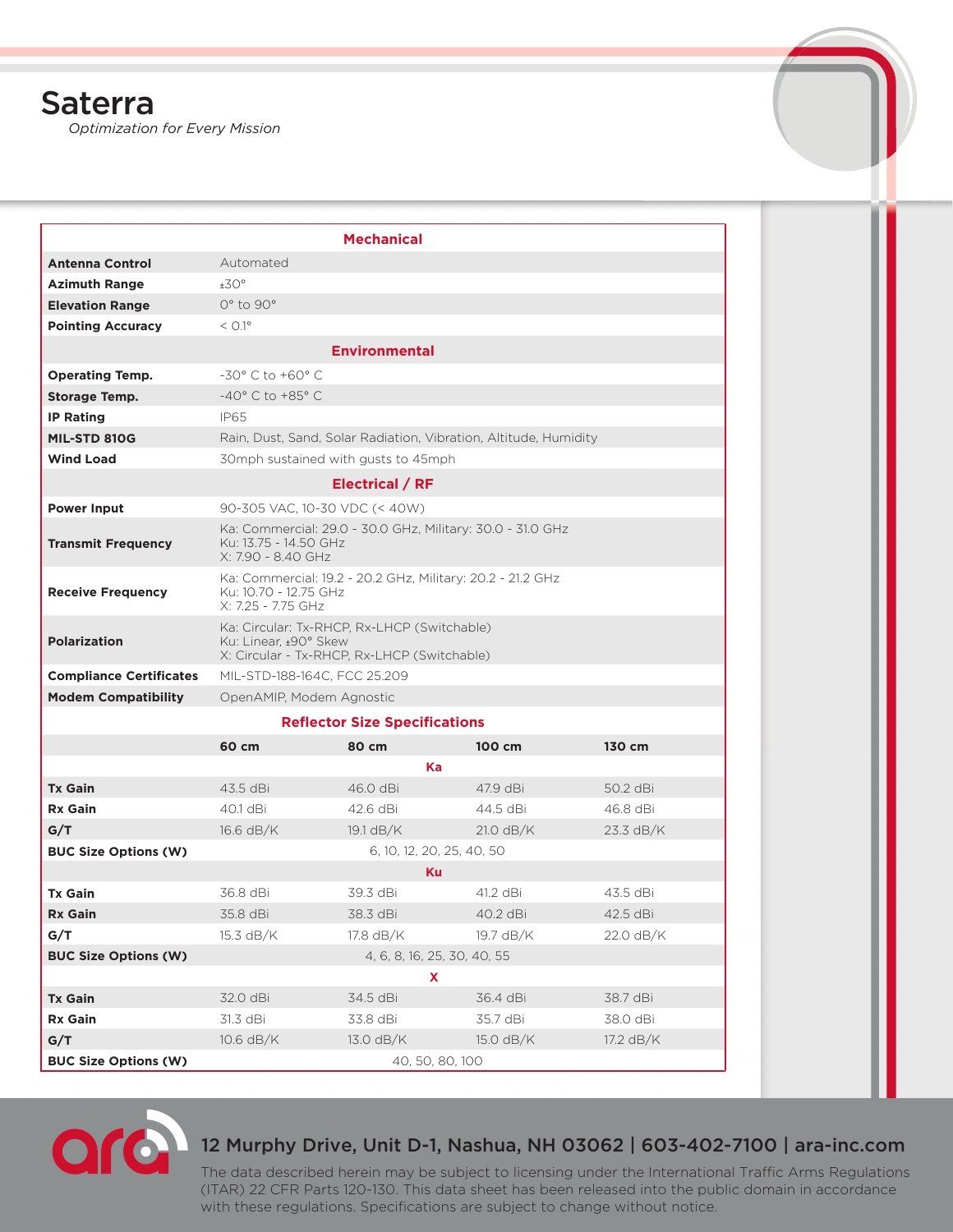# Saterra

*Optimization for Every Mission*

| | | | | |
|---|---|---|---|---|
| **Mechanical** | | | | |
| **Antenna Control** | Automated | | | |
| **Azimuth Range** | ±30° | | | |
| **Elevation Range** | 0° to 90° | | | |
| **Pointing Accuracy** | < 0.1° | | | |
| **Environmental** | | | | |
| **Operating Temp.** | -30° C to +60° C | | | |
| **Storage Temp.** | -40° C to +85° C | | | |
| **IP Rating** | IP65 | | | |
| **MIL-STD 810G** | Rain, Dust, Sand, Solar Radiation, Vibration, Altitude, Humidity | | | |
| **Wind Load** | 30mph sustained with gusts to 45mph | | | |
| **Electrical / RF** | | | | |
| **Power Input** | 90-305 VAC, 10-30 VDC (< 40W) | | | |
| **Transmit Frequency** | Ka: Commercial: 29.0 - 30.0 GHz, Military: 30.0 - 31.0 GHz<br>Ku: 13.75 - 14.50 GHz<br>X: 7.90 - 8.40 GHz | | | |
| **Receive Frequency** | Ka: Commercial: 19.2 - 20.2 GHz, Military: 20.2 - 21.2 GHz<br>Ku: 10.70 - 12.75 GHz<br>X: 7.25 - 7.75 GHz | | | |
| **Polarization** | Ka: Circular: Tx-RHCP, Rx-LHCP (Switchable)<br>Ku: Linear, ±90° Skew<br>X: Circular - Tx-RHCP, Rx-LHCP (Switchable) | | | |
| **Compliance Certificates** | MIL-STD-188-164C, FCC 25.209 | | | |
| **Modem Compatibility** | OpenAMIP, Modem Agnostic | | | |
| **Reflector Size Specifications** | | | | |
| | **60 cm** | **80 cm** | **100 cm** | **130 cm** |
| **Ka** | | | | |
| **Tx Gain** | 43.5 dBi | 46.0 dBi | 47.9 dBi | 50.2 dBi |
| **Rx Gain** | 40.1 dBi | 42.6 dBi | 44.5 dBi | 46.8 dBi |
| **G/T** | 16.6 dB/K | 19.1 dB/K | 21.0 dB/K | 23.3 dB/K |
| **BUC Size Options (W)** | 6, 10, 12, 20, 25, 40, 50 | | | |
| **Ku** | | | | |
| **Tx Gain** | 36.8 dBi | 39.3 dBi | 41.2 dBi | 43.5 dBi |
| **Rx Gain** | 35.8 dBi | 38.3 dBi | 40.2 dBi | 42.5 dBi |
| **G/T** | 15.3 dB/K | 17.8 dB/K | 19.7 dB/K | 22.0 dB/K |
| **BUC Size Options (W)** | 4, 6, 8, 16, 25, 30, 40, 55 | | | |
| **X** | | | | |
| **Tx Gain** | 32.0 dBi | 34.5 dBi | 36.4 dBi | 38.7 dBi |
| **Rx Gain** | 31.3 dBi | 33.8 dBi | 35.7 dBi | 38.0 dBi |
| **G/T** | 10.6 dB/K | 13.0 dB/K | 15.0 dB/K | 17.2 dB/K |
| **BUC Size Options (W)** | 40, 50, 80, 100 | | | |

12 Murphy Drive, Unit D-1, Nashua, NH 03062 | 603-402-7100 | ara-inc.com

The data described herein may be subject to licensing under the International Traffic Arms Regulations (ITAR) 22 CFR Parts 120-130. This data sheet has been released into the public domain in accordance with these regulations. Specifications are subject to change without notice.